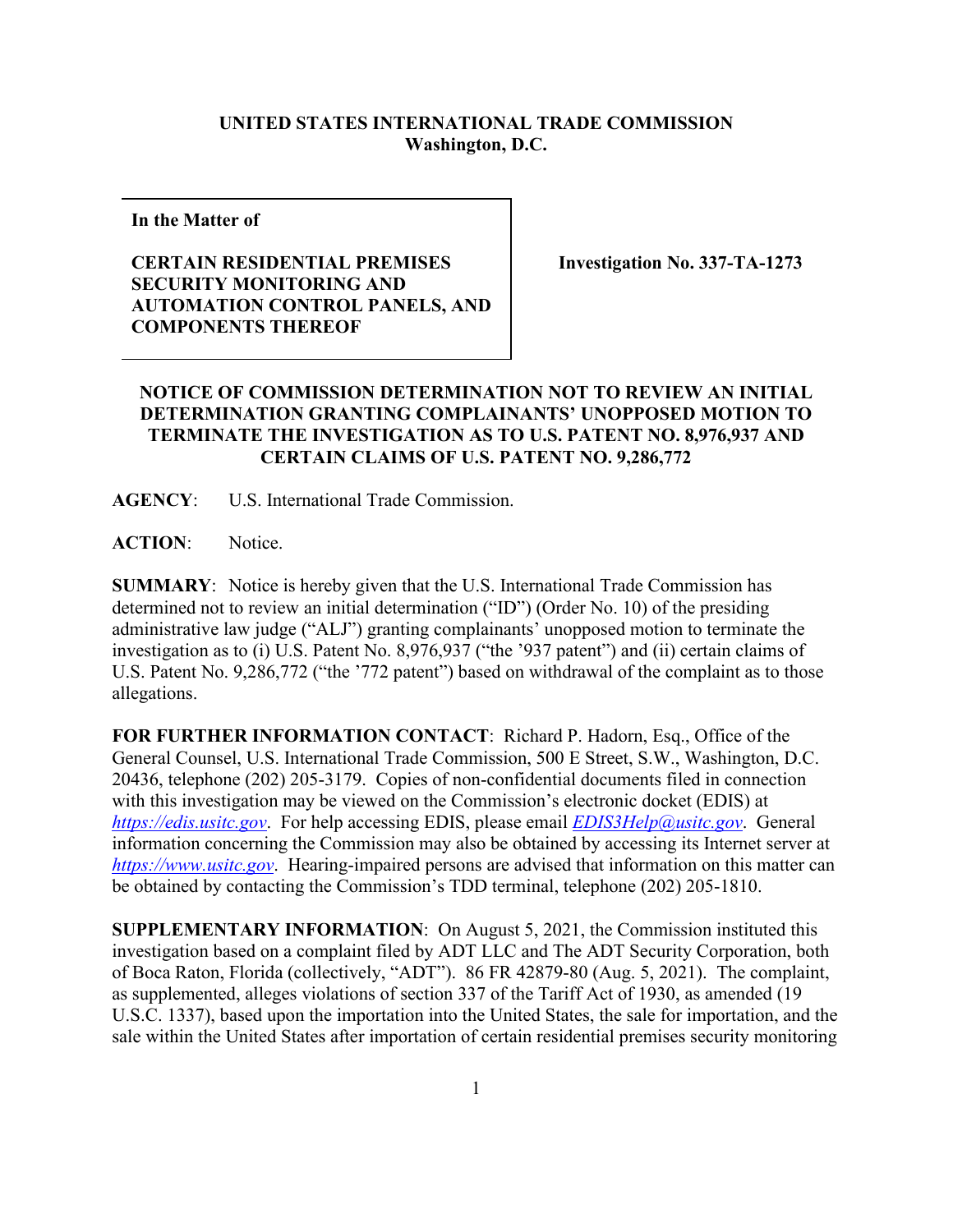**UNITED STATES INTERNATIONAL TRADE COMMISSION**
**Washington, D.C.**

| In the Matter of<br><br>**CERTAIN RESIDENTIAL PREMISES SECURITY MONITORING AND AUTOMATION CONTROL PANELS, AND COMPONENTS THEREOF** | **Investigation No. 337-TA-1273** |
| --- | --- |

**NOTICE OF COMMISSION DETERMINATION NOT TO REVIEW AN INITIAL DETERMINATION GRANTING COMPLAINANTS' UNOPPOSED MOTION TO TERMINATE THE INVESTIGATION AS TO U.S. PATENT NO. 8,976,937 AND CERTAIN CLAIMS OF U.S. PATENT NO. 9,286,772**

**AGENCY**: U.S. International Trade Commission.

**ACTION**: Notice.

**SUMMARY**: Notice is hereby given that the U.S. International Trade Commission has determined not to review an initial determination ("ID") (Order No. 10) of the presiding administrative law judge ("ALJ") granting complainants' unopposed motion to terminate the investigation as to (i) U.S. Patent No. 8,976,937 ("the '937 patent") and (ii) certain claims of U.S. Patent No. 9,286,772 ("the '772 patent") based on withdrawal of the complaint as to those allegations.

**FOR FURTHER INFORMATION CONTACT**: Richard P. Hadorn, Esq., Office of the General Counsel, U.S. International Trade Commission, 500 E Street, S.W., Washington, D.C. 20436, telephone (202) 205-3179. Copies of non-confidential documents filed in connection with this investigation may be viewed on the Commission's electronic docket (EDIS) at *https://edis.usitc.gov*. For help accessing EDIS, please email *EDIS3Help@usitc.gov*. General information concerning the Commission may also be obtained by accessing its Internet server at *https://www.usitc.gov*. Hearing-impaired persons are advised that information on this matter can be obtained by contacting the Commission's TDD terminal, telephone (202) 205-1810.

**SUPPLEMENTARY INFORMATION**: On August 5, 2021, the Commission instituted this investigation based on a complaint filed by ADT LLC and The ADT Security Corporation, both of Boca Raton, Florida (collectively, "ADT"). 86 FR 42879-80 (Aug. 5, 2021). The complaint, as supplemented, alleges violations of section 337 of the Tariff Act of 1930, as amended (19 U.S.C. 1337), based upon the importation into the United States, the sale for importation, and the sale within the United States after importation of certain residential premises security monitoring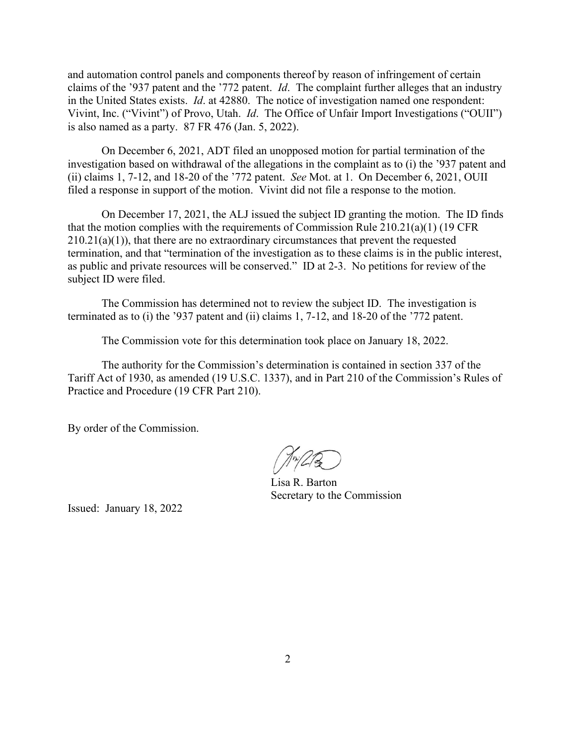and automation control panels and components thereof by reason of infringement of certain claims of the '937 patent and the '772 patent. *Id*. The complaint further alleges that an industry in the United States exists. *Id*. at 42880. The notice of investigation named one respondent: Vivint, Inc. ("Vivint") of Provo, Utah. *Id*. The Office of Unfair Import Investigations ("OUII") is also named as a party. 87 FR 476 (Jan. 5, 2022).

On December 6, 2021, ADT filed an unopposed motion for partial termination of the investigation based on withdrawal of the allegations in the complaint as to (i) the '937 patent and (ii) claims 1, 7-12, and 18-20 of the '772 patent. *See* Mot. at 1. On December 6, 2021, OUII filed a response in support of the motion. Vivint did not file a response to the motion.

On December 17, 2021, the ALJ issued the subject ID granting the motion. The ID finds that the motion complies with the requirements of Commission Rule 210.21(a)(1) (19 CFR 210.21(a)(1)), that there are no extraordinary circumstances that prevent the requested termination, and that "termination of the investigation as to these claims is in the public interest, as public and private resources will be conserved." ID at 2-3. No petitions for review of the subject ID were filed.

The Commission has determined not to review the subject ID. The investigation is terminated as to (i) the '937 patent and (ii) claims 1, 7-12, and 18-20 of the '772 patent.

The Commission vote for this determination took place on January 18, 2022.

The authority for the Commission's determination is contained in section 337 of the Tariff Act of 1930, as amended (19 U.S.C. 1337), and in Part 210 of the Commission's Rules of Practice and Procedure (19 CFR Part 210).

By order of the Commission.

Lisa R. Barton
Secretary to the Commission

Issued: January 18, 2022